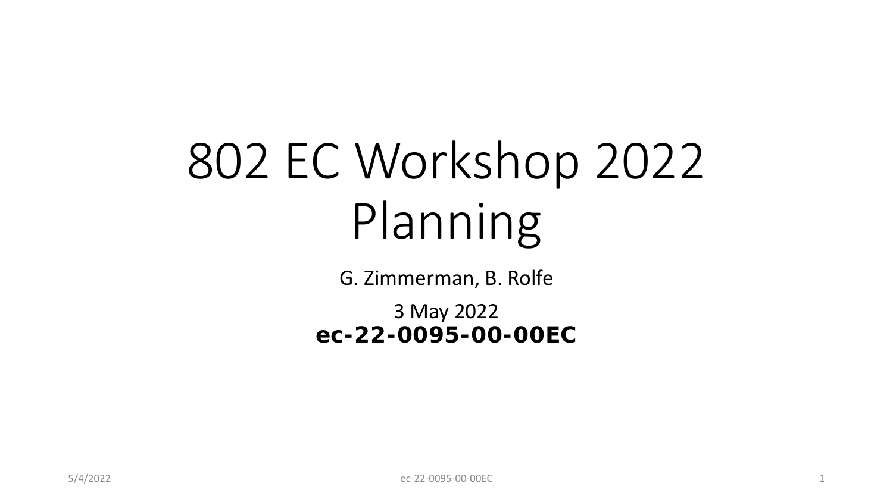# 802 EC Workshop 2022 Planning

G. Zimmerman, B. Rolfe

3 May 2022

**ec-22-0095-00-00EC**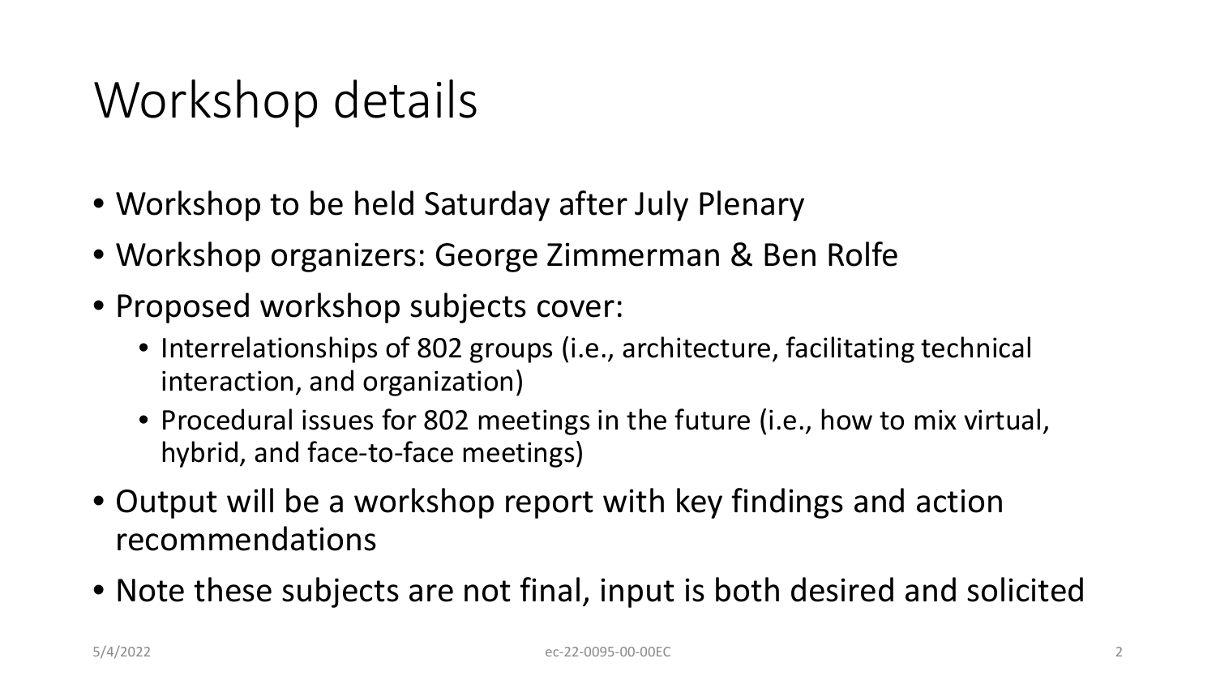# Workshop details

- Workshop to be held Saturday after July Plenary
- Workshop organizers: George Zimmerman & Ben Rolfe
- Proposed workshop subjects cover:
  - Interrelationships of 802 groups (i.e., architecture, facilitating technical interaction, and organization)
  - Procedural issues for 802 meetings in the future (i.e., how to mix virtual, hybrid, and face-to-face meetings)
- Output will be a workshop report with key findings and action recommendations
- Note these subjects are not final, input is both desired and solicited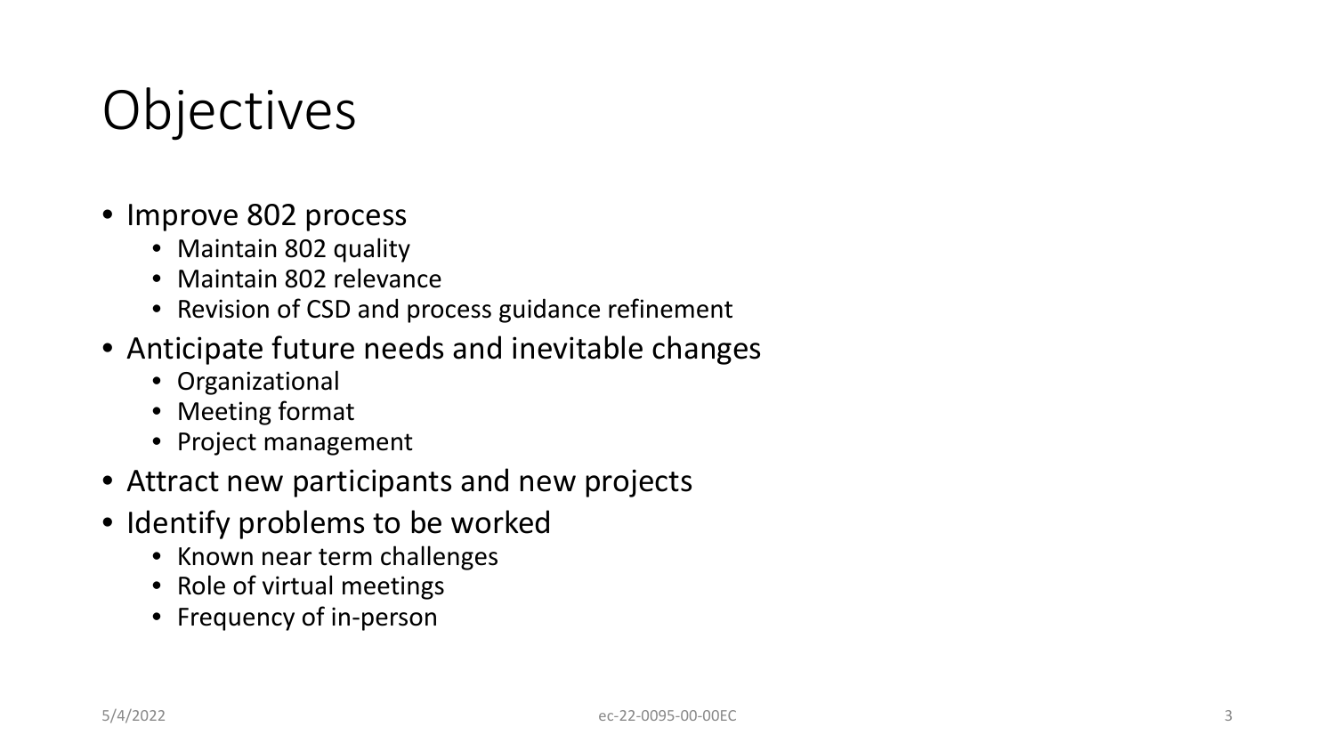# Objectives

- Improve 802 process
  - Maintain 802 quality
  - Maintain 802 relevance
  - Revision of CSD and process guidance refinement
- Anticipate future needs and inevitable changes
  - Organizational
  - Meeting format
  - Project management
- Attract new participants and new projects
- Identify problems to be worked
  - Known near term challenges
  - Role of virtual meetings
  - Frequency of in-person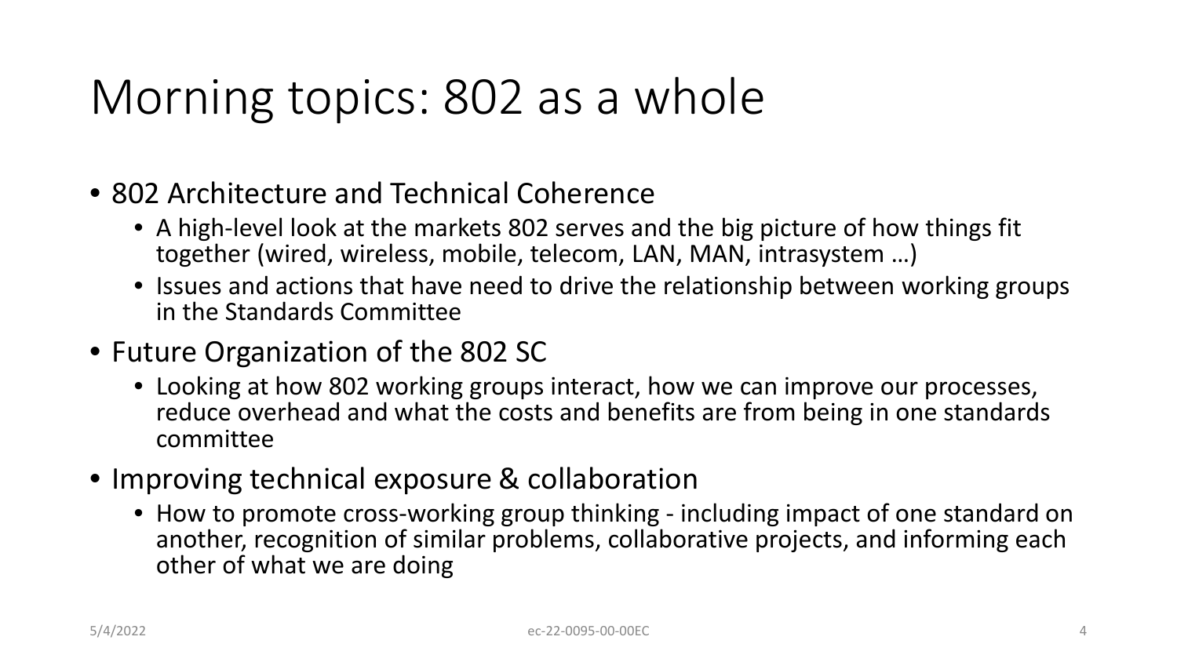# Morning topics: 802 as a whole

- 802 Architecture and Technical Coherence
  - A high-level look at the markets 802 serves and the big picture of how things fit together (wired, wireless, mobile, telecom, LAN, MAN, intrasystem …)
  - Issues and actions that have need to drive the relationship between working groups in the Standards Committee
- Future Organization of the 802 SC
  - Looking at how 802 working groups interact, how we can improve our processes, reduce overhead and what the costs and benefits are from being in one standards committee
- Improving technical exposure & collaboration
  - How to promote cross-working group thinking - including impact of one standard on another, recognition of similar problems, collaborative projects, and informing each other of what we are doing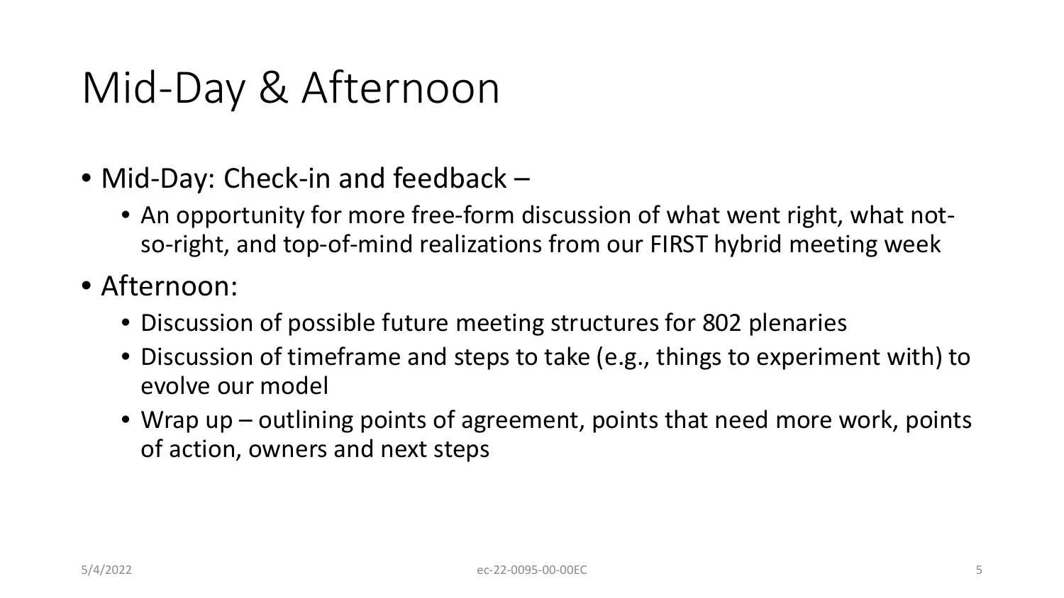# Mid-Day & Afternoon

- Mid-Day: Check-in and feedback –
  - An opportunity for more free-form discussion of what went right, what not-so-right, and top-of-mind realizations from our FIRST hybrid meeting week
- Afternoon:
  - Discussion of possible future meeting structures for 802 plenaries
  - Discussion of timeframe and steps to take (e.g., things to experiment with) to evolve our model
  - Wrap up – outlining points of agreement, points that need more work, points of action, owners and next steps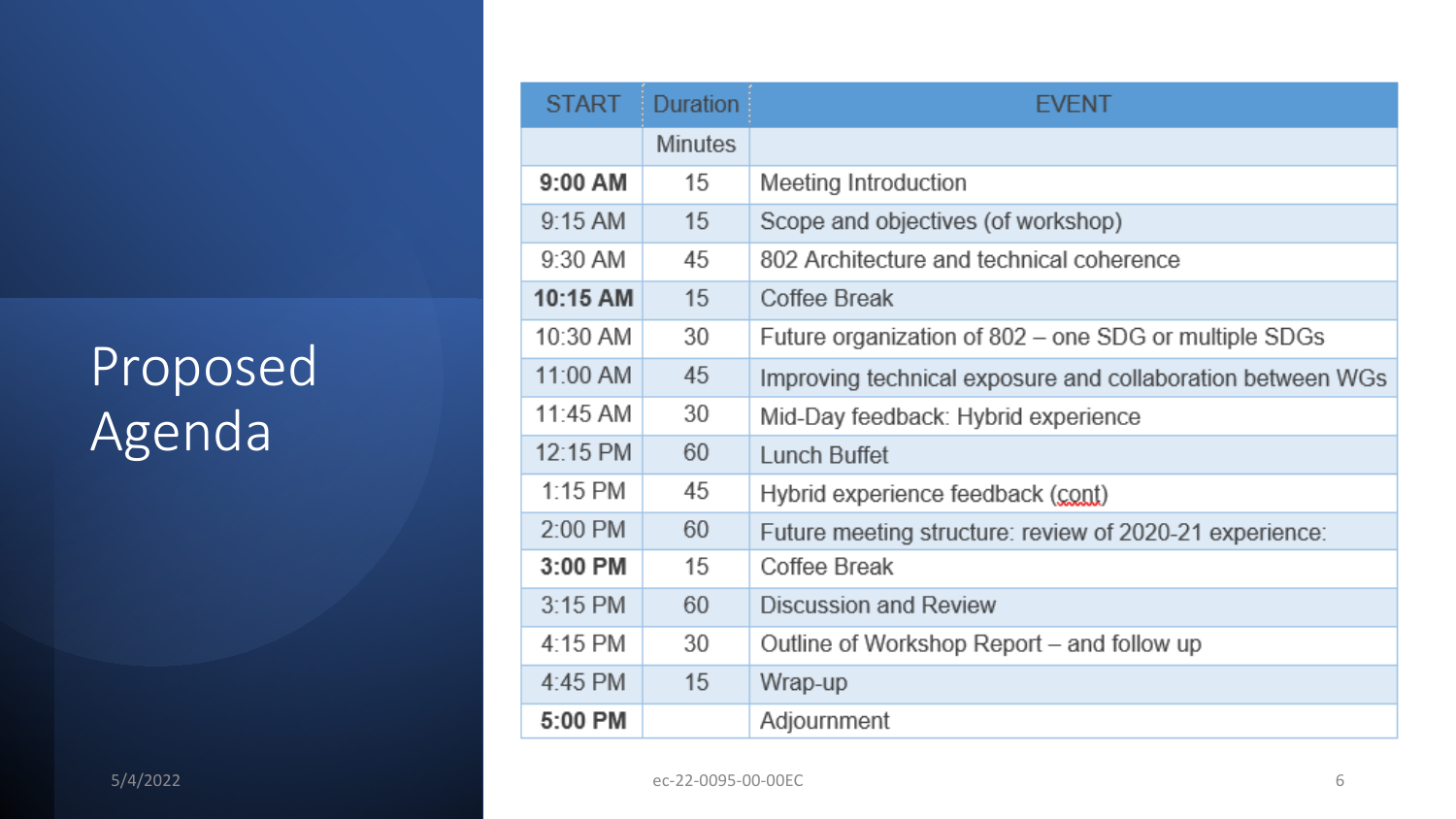# Proposed Agenda

| START | Duration | EVENT |
|---|---|---|
| | Minutes | |
| **9:00 AM** | 15 | Meeting Introduction |
| 9:15 AM | 15 | Scope and objectives (of workshop) |
| 9:30 AM | 45 | 802 Architecture and technical coherence |
| **10:15 AM** | 15 | Coffee Break |
| 10:30 AM | 30 | Future organization of 802 – one SDG or multiple SDGs |
| 11:00 AM | 45 | Improving technical exposure and collaboration between WGs |
| 11:45 AM | 30 | Mid-Day feedback: Hybrid experience |
| 12:15 PM | 60 | Lunch Buffet |
| 1:15 PM | 45 | Hybrid experience feedback (cont) |
| 2:00 PM | 60 | Future meeting structure: review of 2020-21 experience: |
| **3:00 PM** | 15 | Coffee Break |
| 3:15 PM | 60 | Discussion and Review |
| 4:15 PM | 30 | Outline of Workshop Report – and follow up |
| 4:45 PM | 15 | Wrap-up |
| **5:00 PM** | | Adjournment |